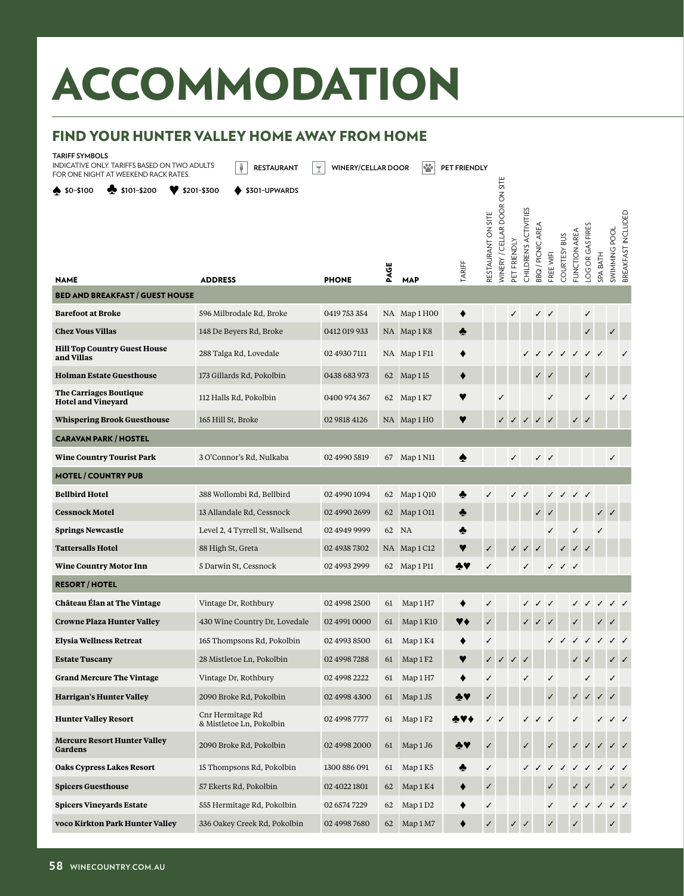# ACCOMMODATION

## FIND YOUR HUNTER VALLEY HOME AWAY FROM HOME

**TARIFF SYMBOLS**
INDICATIVE ONLY. TARIFFS BASED ON TWO ADULTS FOR ONE NIGHT AT WEEKEND RACK RATES.

♠ \$0–\$100 ♣ \$101–\$200 ♥ \$201–\$300 ♦ \$301–UPWARDS

RESTAURANT | WINERY/CELLAR DOOR | PET FRIENDLY

| NAME | ADDRESS | PHONE | PAGE | MAP | TARIFF | RESTAURANT ON SITE | WINERY / CELLAR DOOR ON SITE | PET FRIENDLY | CHILDREN'S ACTIVITIES | BBQ / PICNIC AREA | FREE WIFI | COURTESY BUS | FUNCTION AREA | LOG OR GAS FIRES | SPA BATH | SWIMMING POOL | BREAKFAST INCLUDED |
|---|---|---|---|---|---|---|---|---|---|---|---|---|---|---|---|---|---|
| **BED AND BREAKFAST / GUEST HOUSE** | | | | | | | | | | | | | | | | | |
| **Barefoot at Broke** | 596 Milbrodale Rd, Broke | 0419 753 354 | NA | Map 1 H00 | ♦ | | | ✓ | | ✓ | ✓ | | | ✓ | | | |
| **Chez Vous Villas** | 148 De Beyers Rd, Broke | 0412 019 933 | NA | Map 1 K8 | ♣ | | | | | | | | | ✓ | | ✓ | |
| **Hill Top Country Guest House and Villas** | 288 Talga Rd, Lovedale | 02 4930 7111 | NA | Map 1 F11 | ♦ | | | | ✓ | ✓ | ✓ | ✓ | ✓ | ✓ | ✓ | | ✓ |
| **Holman Estate Guesthouse** | 173 Gillards Rd, Pokolbin | 0438 683 973 | 62 | Map 1 I5 | ♦ | | | | | ✓ | ✓ | | | ✓ | | | |
| **The Carriages Boutique Hotel and Vineyard** | 112 Halls Rd, Pokolbin | 0400 974 367 | 62 | Map 1 K7 | ♥ | | ✓ | | | | ✓ | | | ✓ | | ✓ | ✓ |
| **Whispering Brook Guesthouse** | 165 Hill St, Broke | 02 9818 4126 | NA | Map 1 H0 | ♥ | | ✓ | ✓ | ✓ | ✓ | ✓ | | ✓ | ✓ | | | |
| **CARAVAN PARK / HOSTEL** | | | | | | | | | | | | | | | | | |
| **Wine Country Tourist Park** | 3 O'Connor's Rd, Nulkaba | 02 4990 5819 | 67 | Map 1 N11 | ♠ | | | ✓ | | ✓ | ✓ | | | | | ✓ | |
| **MOTEL / COUNTRY PUB** | | | | | | | | | | | | | | | | | |
| **Bellbird Hotel** | 388 Wollombi Rd, Bellbird | 02 4990 1094 | 62 | Map 1 Q10 | ♣ | ✓ | | ✓ | ✓ | | ✓ | ✓ | ✓ | ✓ | | | |
| **Cessnock Motel** | 13 Allandale Rd, Cessnock | 02 4990 2699 | 62 | Map 1 O11 | ♣ | | | | | ✓ | ✓ | | | | ✓ | ✓ | |
| **Springs Newcastle** | Level 2, 4 Tyrrell St, Wallsend | 02 4949 9999 | 62 | NA | ♣ | | | | | | ✓ | | ✓ | | ✓ | | |
| **Tattersalls Hotel** | 88 High St, Greta | 02 4938 7302 | NA | Map 1 C12 | ♥ | ✓ | | ✓ | ✓ | ✓ | | ✓ | ✓ | ✓ | | | |
| **Wine Country Motor Inn** | 5 Darwin St, Cessnock | 02 4993 2999 | 62 | Map 1 P11 | ♣♥ | ✓ | | | ✓ | | ✓ | ✓ | ✓ | | | | |
| **RESORT / HOTEL** | | | | | | | | | | | | | | | | | |
| **Château Élan at The Vintage** | Vintage Dr, Rothbury | 02 4998 2500 | 61 | Map 1 H7 | ♦ | ✓ | | | ✓ | ✓ | ✓ | | ✓ | ✓ | ✓ | ✓ | ✓ |
| **Crowne Plaza Hunter Valley** | 430 Wine Country Dr, Lovedale | 02 4991 0000 | 61 | Map 1 K10 | ♥♦ | ✓ | | | ✓ | ✓ | ✓ | | ✓ | | ✓ | ✓ | |
| **Elysia Wellness Retreat** | 165 Thompsons Rd, Pokolbin | 02 4993 8500 | 61 | Map 1 K4 | ♦ | ✓ | | | | | ✓ | ✓ | ✓ | ✓ | ✓ | ✓ | ✓ |
| **Estate Tuscany** | 28 Mistletoe Ln, Pokolbin | 02 4998 7288 | 61 | Map 1 F2 | ♥ | ✓ | ✓ | ✓ | ✓ | | | | ✓ | ✓ | | ✓ | ✓ |
| **Grand Mercure The Vintage** | Vintage Dr, Rothbury | 02 4998 2222 | 61 | Map 1 H7 | ♦ | ✓ | | | ✓ | | ✓ | | | ✓ | | ✓ | |
| **Harrigan's Hunter Valley** | 2090 Broke Rd, Pokolbin | 02 4998 4300 | 61 | Map 1 J5 | ♣♥ | ✓ | | | | | ✓ | | ✓ | ✓ | ✓ | ✓ | |
| **Hunter Valley Resort** | Cnr Hermitage Rd & Mistletoe Ln, Pokolbin | 02 4998 7777 | 61 | Map 1 F2 | ♣♥♦ | ✓ | ✓ | | ✓ | ✓ | ✓ | | ✓ | | ✓ | ✓ | ✓ |
| **Mercure Resort Hunter Valley Gardens** | 2090 Broke Rd, Pokolbin | 02 4998 2000 | 61 | Map 1 J6 | ♣♥ | ✓ | | | ✓ | | ✓ | | ✓ | ✓ | ✓ | ✓ | ✓ |
| **Oaks Cypress Lakes Resort** | 15 Thompsons Rd, Pokolbin | 1300 886 091 | 61 | Map 1 K5 | ♣ | ✓ | | | ✓ | ✓ | ✓ | ✓ | ✓ | ✓ | ✓ | ✓ | ✓ |
| **Spicers Guesthouse** | 57 Ekerts Rd, Pokolbin | 02 4022 1801 | 62 | Map 1 K4 | ♦ | ✓ | | | | | ✓ | | ✓ | ✓ | | ✓ | ✓ |
| **Spicers Vineyards Estate** | 555 Hermitage Rd, Pokolbin | 02 6574 7229 | 62 | Map 1 D2 | ♦ | ✓ | | | | | ✓ | | ✓ | ✓ | ✓ | ✓ | ✓ |
| **voco Kirkton Park Hunter Valley** | 336 Oakey Creek Rd, Pokolbin | 02 4998 7680 | 62 | Map 1 M7 | ♦ | ✓ | | ✓ | ✓ | | ✓ | | ✓ | | | ✓ | |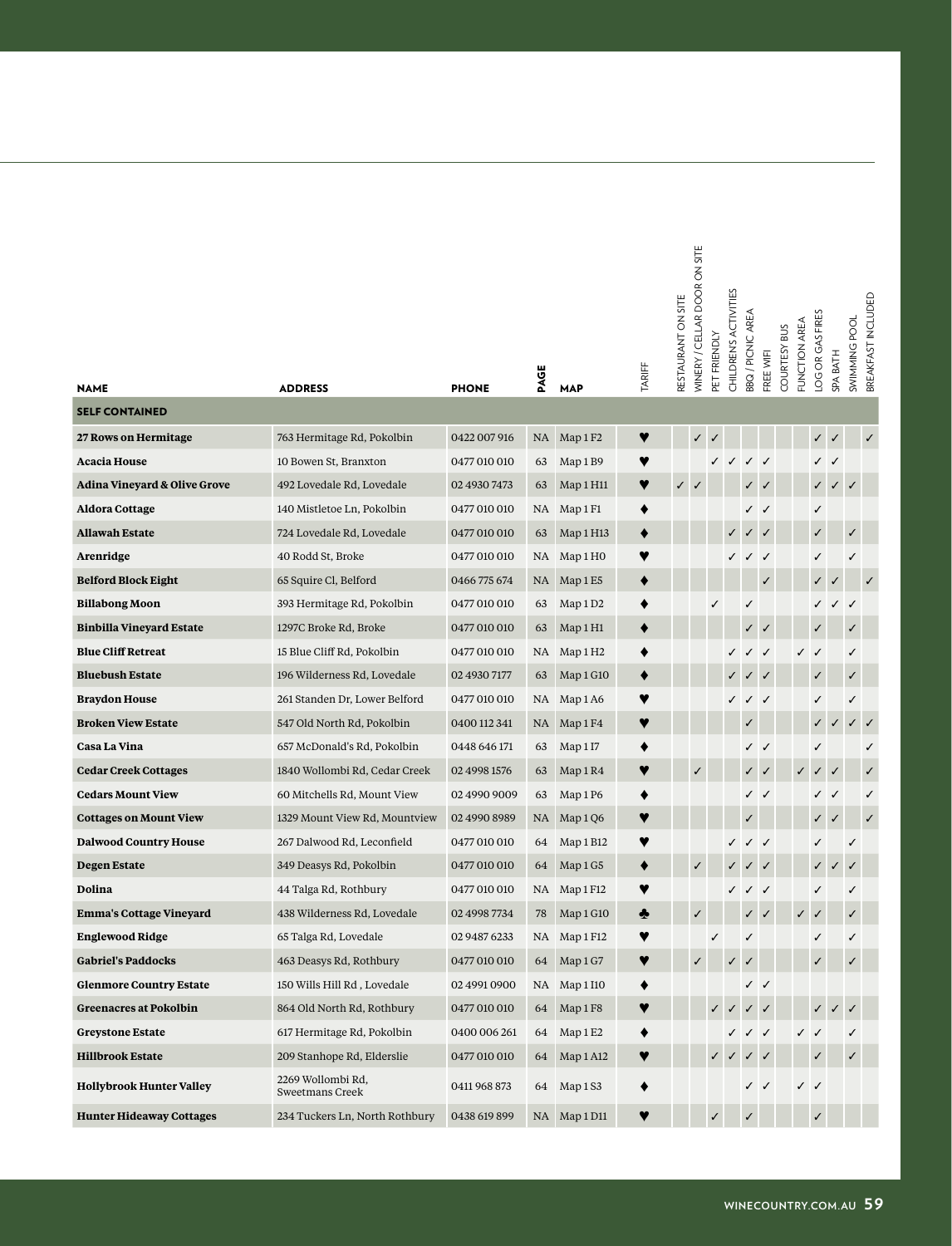| NAME | ADDRESS | PHONE | PAGE | MAP | TARIFF | RESTAURANT ON SITE | WINERY / CELLAR DOOR ON SITE | PET FRIENDLY | CHILDREN'S ACTIVITIES | BBQ / PICNIC AREA | FREE WIFI | COURTESY BUS | FUNCTION AREA | LOG OR GAS FIRES | SPA BATH | SWIMMING POOL | BREAKFAST INCLUDED |
|---|---|---|---|---|---|---|---|---|---|---|---|---|---|---|---|---|---|
| **SELF CONTAINED** | | | | | | | | | | | | | | | | | |
| **27 Rows on Hermitage** | 763 Hermitage Rd, Pokolbin | 0422 007 916 | NA | Map 1 F2 | ♥ | | ✓ | ✓ | | | | | | ✓ | ✓ | | ✓ |
| **Acacia House** | 10 Bowen St, Branxton | 0477 010 010 | 63 | Map 1 B9 | ♥ | | | ✓ | ✓ | ✓ | ✓ | | | ✓ | ✓ | | |
| **Adina Vineyard & Olive Grove** | 492 Lovedale Rd, Lovedale | 02 4930 7473 | 63 | Map 1 H11 | ♥ | ✓ | ✓ | | | ✓ | ✓ | | | ✓ | ✓ | ✓ | |
| **Aldora Cottage** | 140 Mistletoe Ln, Pokolbin | 0477 010 010 | NA | Map 1 F1 | ♦ | | | | | ✓ | ✓ | | | ✓ | | | |
| **Allawah Estate** | 724 Lovedale Rd, Lovedale | 0477 010 010 | 63 | Map 1 H13 | ♦ | | | | ✓ | ✓ | ✓ | | | ✓ | | ✓ | |
| **Arenridge** | 40 Rodd St, Broke | 0477 010 010 | NA | Map 1 H0 | ♥ | | | | ✓ | ✓ | ✓ | | | ✓ | | ✓ | |
| **Belford Block Eight** | 65 Squire Cl, Belford | 0466 775 674 | NA | Map 1 E5 | ♦ | | | | | | ✓ | | | ✓ | ✓ | | ✓ |
| **Billabong Moon** | 393 Hermitage Rd, Pokolbin | 0477 010 010 | 63 | Map 1 D2 | ♦ | | | ✓ | | ✓ | | | | ✓ | ✓ | ✓ | |
| **Binbilla Vineyard Estate** | 1297C Broke Rd, Broke | 0477 010 010 | 63 | Map 1 H1 | ♦ | | | | | ✓ | ✓ | | | ✓ | | ✓ | |
| **Blue Cliff Retreat** | 15 Blue Cliff Rd, Pokolbin | 0477 010 010 | NA | Map 1 H2 | ♦ | | | | ✓ | ✓ | ✓ | | ✓ | ✓ | | ✓ | |
| **Bluebush Estate** | 196 Wilderness Rd, Lovedale | 02 4930 7177 | 63 | Map 1 G10 | ♦ | | | | ✓ | ✓ | ✓ | | | ✓ | | ✓ | |
| **Braydon House** | 261 Standen Dr, Lower Belford | 0477 010 010 | NA | Map 1 A6 | ♥ | | | | ✓ | ✓ | ✓ | | | ✓ | | ✓ | |
| **Broken View Estate** | 547 Old North Rd, Pokolbin | 0400 112 341 | NA | Map 1 F4 | ♥ | | | | | ✓ | | | | ✓ | ✓ | ✓ | ✓ |
| **Casa La Vina** | 657 McDonald's Rd, Pokolbin | 0448 646 171 | 63 | Map 1 I7 | ♦ | | | | | ✓ | ✓ | | | ✓ | | | ✓ |
| **Cedar Creek Cottages** | 1840 Wollombi Rd, Cedar Creek | 02 4998 1576 | 63 | Map 1 R4 | ♥ | | ✓ | | | ✓ | ✓ | | ✓ | ✓ | ✓ | | ✓ |
| **Cedars Mount View** | 60 Mitchells Rd, Mount View | 02 4990 9009 | 63 | Map 1 P6 | ♦ | | | | | ✓ | ✓ | | | ✓ | ✓ | | ✓ |
| **Cottages on Mount View** | 1329 Mount View Rd, Mountview | 02 4990 8989 | NA | Map 1 Q6 | ♥ | | | | | ✓ | | | | ✓ | ✓ | | ✓ |
| **Dalwood Country House** | 267 Dalwood Rd, Leconfield | 0477 010 010 | 64 | Map 1 B12 | ♥ | | | | ✓ | ✓ | ✓ | | | ✓ | | ✓ | |
| **Degen Estate** | 349 Deasys Rd, Pokolbin | 0477 010 010 | 64 | Map 1 G5 | ♦ | | ✓ | | ✓ | ✓ | ✓ | | | ✓ | ✓ | ✓ | |
| **Dolina** | 44 Talga Rd, Rothbury | 0477 010 010 | NA | Map 1 F12 | ♥ | | | | ✓ | ✓ | ✓ | | | ✓ | | ✓ | |
| **Emma's Cottage Vineyard** | 438 Wilderness Rd, Lovedale | 02 4998 7734 | 78 | Map 1 G10 | ♣ | | ✓ | | | ✓ | ✓ | | ✓ | ✓ | | ✓ | |
| **Englewood Ridge** | 65 Talga Rd, Lovedale | 02 9487 6233 | NA | Map 1 F12 | ♥ | | | ✓ | | ✓ | | | | ✓ | | ✓ | |
| **Gabriel's Paddocks** | 463 Deasys Rd, Rothbury | 0477 010 010 | 64 | Map 1 G7 | ♥ | | ✓ | | ✓ | ✓ | | | | ✓ | | ✓ | |
| **Glenmore Country Estate** | 150 Wills Hill Rd , Lovedale | 02 4991 0900 | NA | Map 1 I10 | ♦ | | | | | ✓ | ✓ | | | | | | |
| **Greenacres at Pokolbin** | 864 Old North Rd, Rothbury | 0477 010 010 | 64 | Map 1 F8 | ♥ | | | ✓ | ✓ | ✓ | ✓ | | | ✓ | ✓ | ✓ | |
| **Greystone Estate** | 617 Hermitage Rd, Pokolbin | 0400 006 261 | 64 | Map 1 E2 | ♦ | | | | ✓ | ✓ | ✓ | | ✓ | ✓ | | ✓ | |
| **Hillbrook Estate** | 209 Stanhope Rd, Elderslie | 0477 010 010 | 64 | Map 1 A12 | ♥ | | | ✓ | ✓ | ✓ | ✓ | | | ✓ | | ✓ | |
| **Hollybrook Hunter Valley** | 2269 Wollombi Rd, Sweetmans Creek | 0411 968 873 | 64 | Map 1 S3 | ♦ | | | | | ✓ | ✓ | | ✓ | ✓ | | | |
| **Hunter Hideaway Cottages** | 234 Tuckers Ln, North Rothbury | 0438 619 899 | NA | Map 1 D11 | ♥ | | | ✓ | | ✓ | | | | ✓ | | | |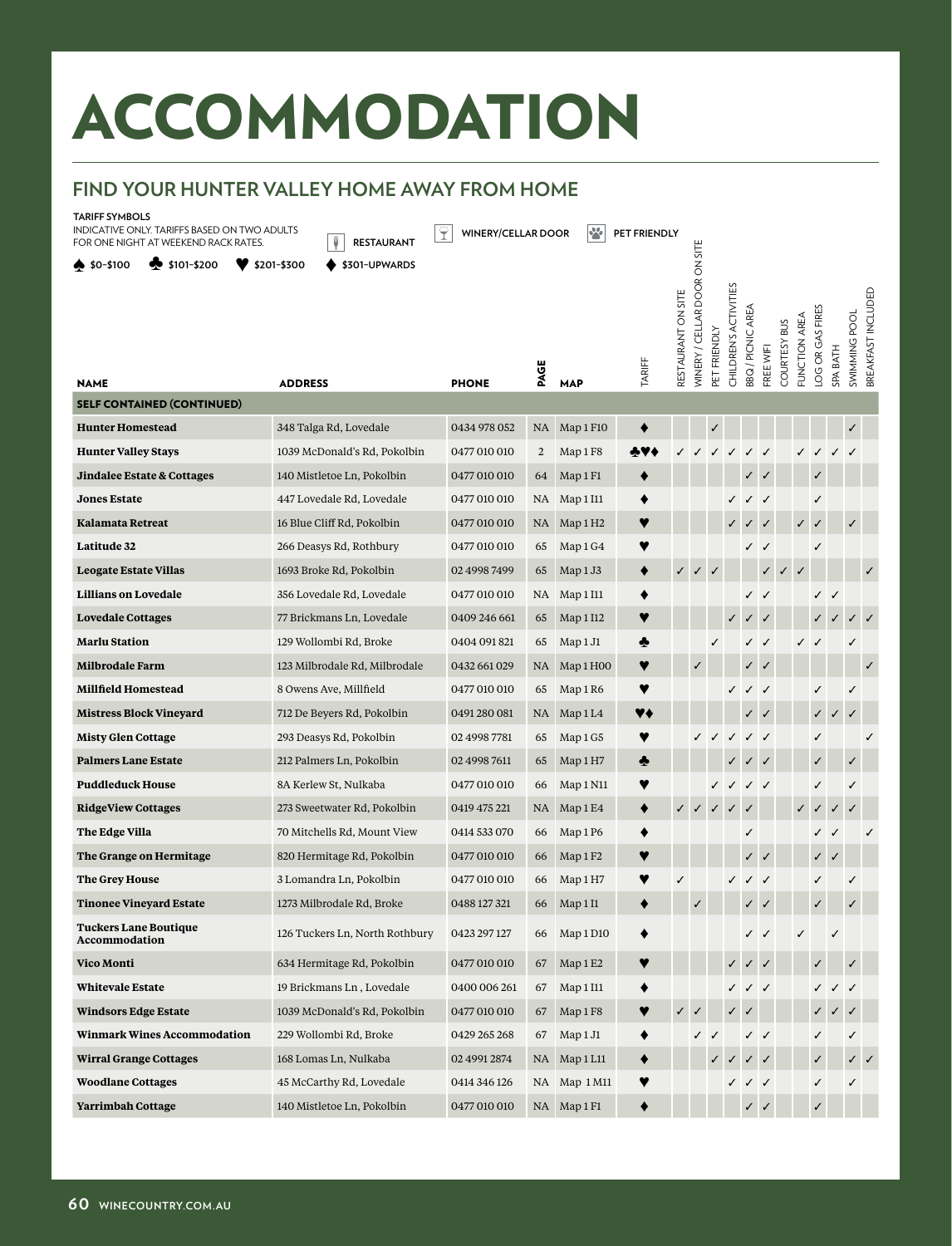# ACCOMMODATION

## FIND YOUR HUNTER VALLEY HOME AWAY FROM HOME

**TARIFF SYMBOLS**
INDICATIVE ONLY. TARIFFS BASED ON TWO ADULTS FOR ONE NIGHT AT WEEKEND RACK RATES.

♠ $0–$100 ♣ $101–$200 ♥ $201–$300 ♦ $301–UPWARDS

RESTAURANT | WINERY/CELLAR DOOR | PET FRIENDLY

| NAME | ADDRESS | PHONE | PAGE | MAP | TARIFF | RESTAURANT ON SITE | WINERY / CELLAR DOOR ON SITE | PET FRIENDLY | CHILDREN'S ACTIVITIES | BBQ / PICNIC AREA | FREE WIFI | COURTESY BUS | FUNCTION AREA | LOG OR GAS FIRES | SPA BATH | SWIMMING POOL | BREAKFAST INCLUDED |
|---|---|---|---|---|---|---|---|---|---|---|---|---|---|---|---|---|---|
| **SELF CONTAINED (CONTINUED)** | | | | | | | | | | | | | | | | | |
| **Hunter Homestead** | 348 Talga Rd, Lovedale | 0434 978 052 | NA | Map 1 F10 | ♦ | | | ✓ | | | | | | | | ✓ | |
| **Hunter Valley Stays** | 1039 McDonald's Rd, Pokolbin | 0477 010 010 | 2 | Map 1 F8 | ♣♥♦ | ✓ | ✓ | ✓ | ✓ | ✓ | ✓ | | ✓ | ✓ | ✓ | ✓ | |
| **Jindalee Estate & Cottages** | 140 Mistletoe Ln, Pokolbin | 0477 010 010 | 64 | Map 1 F1 | ♦ | | | | | ✓ | ✓ | | | ✓ | | | |
| **Jones Estate** | 447 Lovedale Rd, Lovedale | 0477 010 010 | NA | Map 1 I11 | ♦ | | | | ✓ | ✓ | ✓ | | | ✓ | | | |
| **Kalamata Retreat** | 16 Blue Cliff Rd, Pokolbin | 0477 010 010 | NA | Map 1 H2 | ♥ | | | | ✓ | ✓ | ✓ | | ✓ | ✓ | | ✓ | |
| **Latitude 32** | 266 Deasys Rd, Rothbury | 0477 010 010 | 65 | Map 1 G4 | ♥ | | | | | ✓ | ✓ | | | ✓ | | | |
| **Leogate Estate Villas** | 1693 Broke Rd, Pokolbin | 02 4998 7499 | 65 | Map 1 J3 | ♦ | ✓ | ✓ | ✓ | | | ✓ | ✓ | ✓ | | | | ✓ |
| **Lillians on Lovedale** | 356 Lovedale Rd, Lovedale | 0477 010 010 | NA | Map 1 I11 | ♦ | | | | | ✓ | ✓ | | | ✓ | ✓ | | |
| **Lovedale Cottages** | 77 Brickmans Ln, Lovedale | 0409 246 661 | 65 | Map 1 I12 | ♥ | | | | ✓ | ✓ | ✓ | | | ✓ | ✓ | ✓ | ✓ |
| **Marlu Station** | 129 Wollombi Rd, Broke | 0404 091 821 | 65 | Map 1 J1 | ♣ | | | ✓ | | ✓ | ✓ | | ✓ | ✓ | | ✓ | |
| **Milbrodale Farm** | 123 Milbrodale Rd, Milbrodale | 0432 661 029 | NA | Map 1 H00 | ♥ | | ✓ | | | ✓ | ✓ | | | | | | ✓ |
| **Millfield Homestead** | 8 Owens Ave, Millfield | 0477 010 010 | 65 | Map 1 R6 | ♥ | | | | ✓ | ✓ | ✓ | | | ✓ | | ✓ | |
| **Mistress Block Vineyard** | 712 De Beyers Rd, Pokolbin | 0491 280 081 | NA | Map 1 L4 | ♥♦ | | | | | ✓ | ✓ | | | ✓ | ✓ | ✓ | |
| **Misty Glen Cottage** | 293 Deasys Rd, Pokolbin | 02 4998 7781 | 65 | Map 1 G5 | ♥ | | ✓ | ✓ | ✓ | ✓ | ✓ | | | ✓ | | | ✓ |
| **Palmers Lane Estate** | 212 Palmers Ln, Pokolbin | 02 4998 7611 | 65 | Map 1 H7 | ♣ | | | | ✓ | ✓ | ✓ | | | ✓ | | ✓ | |
| **Puddleduck House** | 8A Kerlew St, Nulkaba | 0477 010 010 | 66 | Map 1 N11 | ♥ | | | ✓ | ✓ | ✓ | ✓ | | | ✓ | | ✓ | |
| **RidgeView Cottages** | 273 Sweetwater Rd, Pokolbin | 0419 475 221 | NA | Map 1 E4 | ♦ | ✓ | ✓ | ✓ | ✓ | ✓ | | | ✓ | ✓ | ✓ | ✓ | |
| **The Edge Villa** | 70 Mitchells Rd, Mount View | 0414 533 070 | 66 | Map 1 P6 | ♦ | | | | | ✓ | | | | ✓ | ✓ | | ✓ |
| **The Grange on Hermitage** | 820 Hermitage Rd, Pokolbin | 0477 010 010 | 66 | Map 1 F2 | ♥ | | | | | ✓ | ✓ | | | ✓ | ✓ | | |
| **The Grey House** | 3 Lomandra Ln, Pokolbin | 0477 010 010 | 66 | Map 1 H7 | ♥ | ✓ | | | ✓ | ✓ | ✓ | | | ✓ | | ✓ | |
| **Tinonee Vineyard Estate** | 1273 Milbrodale Rd, Broke | 0488 127 321 | 66 | Map 1 I1 | ♦ | | ✓ | | | ✓ | ✓ | | | ✓ | | ✓ | |
| **Tuckers Lane Boutique Accommodation** | 126 Tuckers Ln, North Rothbury | 0423 297 127 | 66 | Map 1 D10 | ♦ | | | | | ✓ | ✓ | | ✓ | | ✓ | | |
| **Vico Monti** | 634 Hermitage Rd, Pokolbin | 0477 010 010 | 67 | Map 1 E2 | ♥ | | | | ✓ | ✓ | ✓ | | | ✓ | | ✓ | |
| **Whitevale Estate** | 19 Brickmans Ln , Lovedale | 0400 006 261 | 67 | Map 1 I11 | ♦ | | | | ✓ | ✓ | ✓ | | | ✓ | ✓ | ✓ | |
| **Windsors Edge Estate** | 1039 McDonald's Rd, Pokolbin | 0477 010 010 | 67 | Map 1 F8 | ♥ | ✓ | ✓ | | ✓ | ✓ | | | | ✓ | ✓ | ✓ | |
| **Winmark Wines Accommodation** | 229 Wollombi Rd, Broke | 0429 265 268 | 67 | Map 1 J1 | ♦ | | ✓ | ✓ | | ✓ | ✓ | | | ✓ | | ✓ | |
| **Wirral Grange Cottages** | 168 Lomas Ln, Nulkaba | 02 4991 2874 | NA | Map 1 L11 | ♦ | | | ✓ | ✓ | ✓ | ✓ | | | ✓ | | ✓ | ✓ |
| **Woodlane Cottages** | 45 McCarthy Rd, Lovedale | 0414 346 126 | NA | Map 1 M11 | ♥ | | | | ✓ | ✓ | ✓ | | | ✓ | | ✓ | |
| **Yarrimbah Cottage** | 140 Mistletoe Ln, Pokolbin | 0477 010 010 | NA | Map 1 F1 | ♦ | | | | | ✓ | ✓ | | | ✓ | | | |